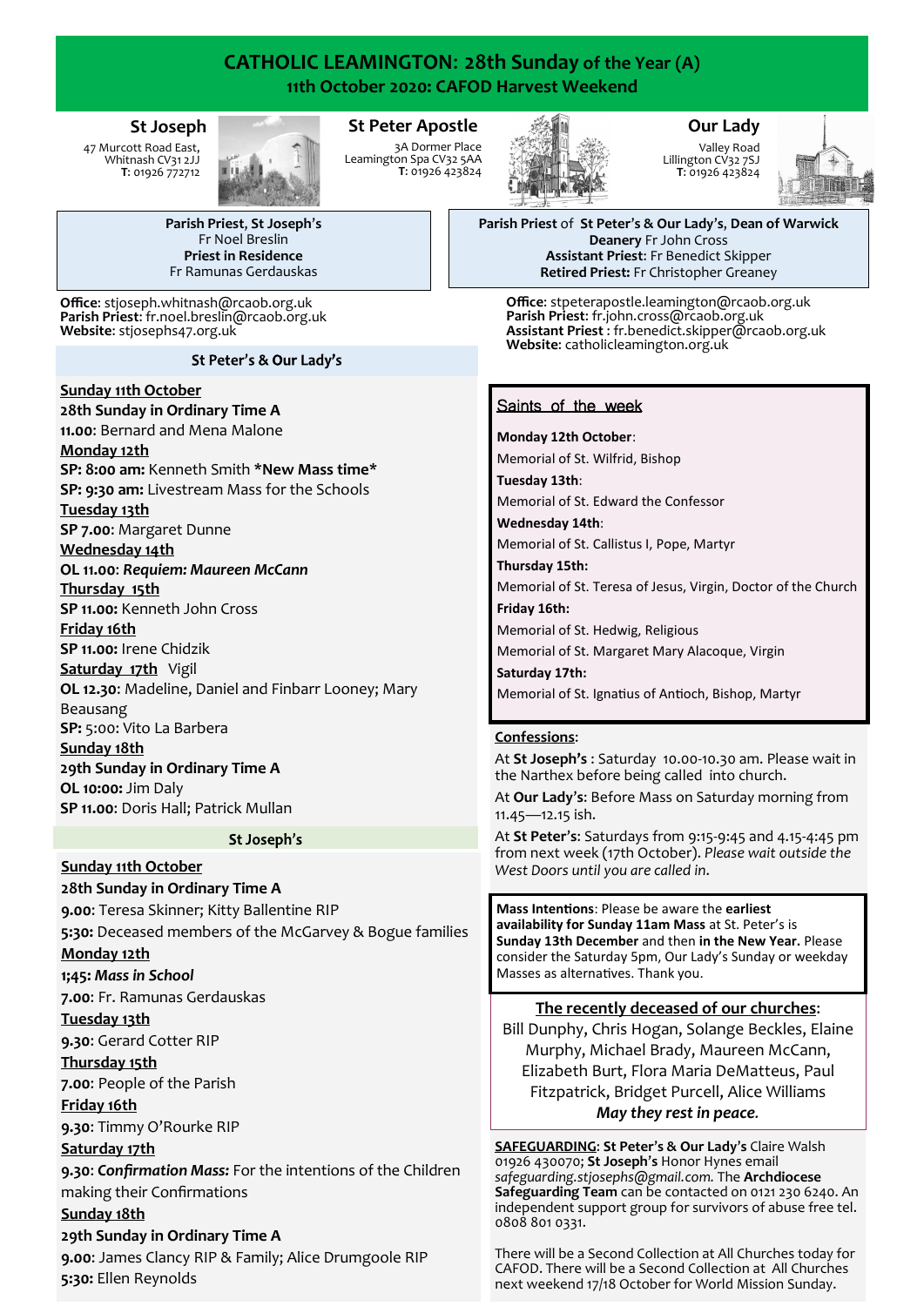# CATHOLIC LEAMINGTON: 28th Sunday of the Year (A)

## 11th October 2020: CAFOD Harvest Weekend

**St Joseph**
47 Murcott Road East,
Whitnash CV31 2JJ
**T**: 01926 772712

**St Peter Apostle**
3A Dormer Place
Leamington Spa CV32 5AA
**T**: 01926 423824

**Our Lady**
Valley Road
Lillington CV32 7SJ
**T**: 01926 423824

**Parish Priest, St Joseph's**
Fr Noel Breslin
**Priest in Residence**
Fr Ramunas Gerdauskas

**Office**: stjoseph.whitnash@rcaob.org.uk
**Parish Priest**: fr.noel.breslin@rcaob.org.uk
**Website**: stjosephs47.org.uk

**Parish Priest** of **St Peter's & Our Lady's, Dean of Warwick Deanery** Fr John Cross
**Assistant Priest**: Fr Benedict Skipper
**Retired Priest:** Fr Christopher Greaney

**Office**: stpeterapostle.leamington@rcaob.org.uk
**Parish Priest**: fr.john.cross@rcaob.org.uk
**Assistant Priest** : fr.benedict.skipper@rcaob.org.uk
**Website**: catholicleamington.org.uk

### St Peter's & Our Lady's

**Sunday 11th October**
**28th Sunday in Ordinary Time A**
**11.00**: Bernard and Mena Malone
**Monday 12th**
**SP: 8:00 am:** Kenneth Smith ***New Mass time***
**SP: 9:30 am:** Livestream Mass for the Schools
**Tuesday 13th**
**SP 7.00**: Margaret Dunne
**Wednesday 14th**
**OL 11.00**: ***Requiem: Maureen McCann***
**Thursday 15th**
**SP 11.00:** Kenneth John Cross
**Friday 16th**
**SP 11.00:** Irene Chidzik
**Saturday 17th** Vigil
**OL 12.30**: Madeline, Daniel and Finbarr Looney; Mary Beausang
**SP:** 5:00: Vito La Barbera
**Sunday 18th**
**29th Sunday in Ordinary Time A**
**OL 10:00:** Jim Daly
**SP 11.00**: Doris Hall; Patrick Mullan

### St Joseph's

**Sunday 11th October**
**28th Sunday in Ordinary Time A**
**9.00**: Teresa Skinner; Kitty Ballentine RIP
**5:30:** Deceased members of the McGarvey & Bogue families
**Monday 12th**
**1;45:** ***Mass in School***
**7.00**: Fr. Ramunas Gerdauskas
**Tuesday 13th**
**9.30**: Gerard Cotter RIP
**Thursday 15th**
**7.00**: People of the Parish
**Friday 16th**
**9.30**: Timmy O'Rourke RIP
**Saturday 17th**
**9.30**: ***Confirmation Mass:*** For the intentions of the Children making their Confirmations
**Sunday 18th**
**29th Sunday in Ordinary Time A**
**9.00**: James Clancy RIP & Family; Alice Drumgoole RIP
**5:30:** Ellen Reynolds

### Saints of the week

**Monday 12th October**:
Memorial of St. Wilfrid, Bishop
**Tuesday 13th**:
Memorial of St. Edward the Confessor
**Wednesday 14th**:
Memorial of St. Callistus I, Pope, Martyr
**Thursday 15th:**
Memorial of St. Teresa of Jesus, Virgin, Doctor of the Church
**Friday 16th:**
Memorial of St. Hedwig, Religious
Memorial of St. Margaret Mary Alacoque, Virgin
**Saturday 17th:**
Memorial of St. Ignatius of Antioch, Bishop, Martyr

### Confessions:

At **St Joseph's** : Saturday 10.00-10.30 am. Please wait in the Narthex before being called into church.

At **Our Lady's**: Before Mass on Saturday morning from 11.45—12.15 ish.

At **St Peter's**: Saturdays from 9:15-9:45 and 4.15-4:45 pm from next week (17th October). *Please wait outside the West Doors until you are called in.*

**Mass Intentions**: Please be aware the **earliest availability for Sunday 11am Mass** at St. Peter's is **Sunday 13th December** and then **in the New Year.** Please consider the Saturday 5pm, Our Lady's Sunday or weekday Masses as alternatives. Thank you.

### The recently deceased of our churches:

Bill Dunphy, Chris Hogan, Solange Beckles, Elaine Murphy, Michael Brady, Maureen McCann, Elizabeth Burt, Flora Maria DeMatteus, Paul Fitzpatrick, Bridget Purcell, Alice Williams
***May they rest in peace.***

**SAFEGUARDING**: **St Peter's & Our Lady's** Claire Walsh 01926 430070; **St Joseph's** Honor Hynes email *safeguarding.stjosephs@gmail.com.* The **Archdiocese Safeguarding Team** can be contacted on 0121 230 6240. An independent support group for survivors of abuse free tel. 0808 801 0331.

There will be a Second Collection at All Churches today for CAFOD. There will be a Second Collection at All Churches next weekend 17/18 October for World Mission Sunday.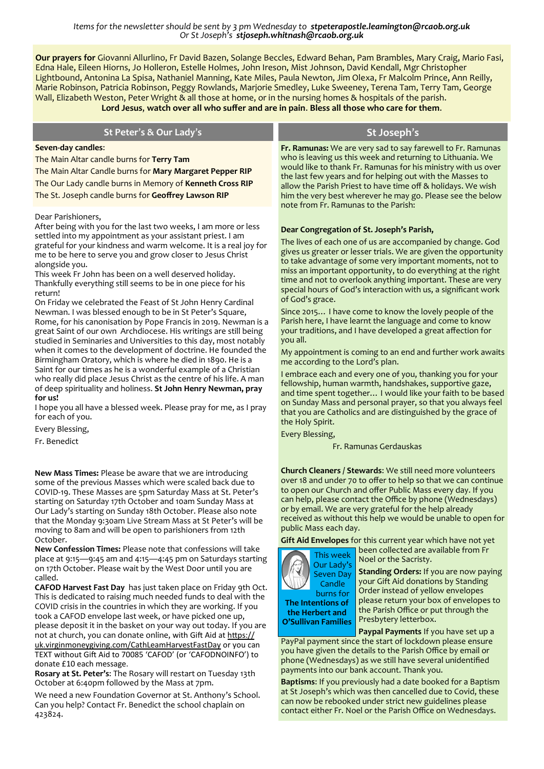*Items for the newsletter should be sent by 3 pm Wednesday to* ***stpeterapostle.leamington@rcaob.org.uk***
*Or St Joseph's* ***stjoseph.whitnash@rcaob.org.uk***

**Our prayers for** Giovanni Allurlino, Fr David Bazen, Solange Beccles, Edward Behan, Pam Brambles, Mary Craig, Mario Fasi, Edna Hale, Eileen Hiorns, Jo Holleron, Estelle Holmes, John Ireson, Mist Johnson, David Kendall, Mgr Christopher Lightbound, Antonina La Spisa, Nathaniel Manning, Kate Miles, Paula Newton, Jim Olexa, Fr Malcolm Prince, Ann Reilly, Marie Robinson, Patricia Robinson, Peggy Rowlands, Marjorie Smedley, Luke Sweeney, Terena Tam, Terry Tam, George Wall, Elizabeth Weston, Peter Wright & all those at home, or in the nursing homes & hospitals of the parish.

**Lord Jesus, watch over all who suffer and are in pain. Bless all those who care for them.**

## St Peter's & Our Lady's

**Seven-day candles**:

The Main Altar candle burns for **Terry Tam**

The Main Altar Candle burns for **Mary Margaret Pepper RIP**

The Our Lady candle burns in Memory of **Kenneth Cross RIP**

The St. Joseph candle burns for **Geoffrey Lawson RIP**

Dear Parishioners,

After being with you for the last two weeks, I am more or less settled into my appointment as your assistant priest. I am grateful for your kindness and warm welcome. It is a real joy for me to be here to serve you and grow closer to Jesus Christ alongside you.

This week Fr John has been on a well deserved holiday. Thankfully everything still seems to be in one piece for his return!

On Friday we celebrated the Feast of St John Henry Cardinal Newman. I was blessed enough to be in St Peter's Square, Rome, for his canonisation by Pope Francis in 2019. Newman is a great Saint of our own Archdiocese. His writings are still being studied in Seminaries and Universities to this day, most notably when it comes to the development of doctrine. He founded the Birmingham Oratory, which is where he died in 1890. He is a Saint for our times as he is a wonderful example of a Christian who really did place Jesus Christ as the centre of his life. A man of deep spirituality and holiness. **St John Henry Newman, pray for us!**

I hope you all have a blessed week. Please pray for me, as I pray for each of you.

Every Blessing,

Fr. Benedict

**New Mass Times:** Please be aware that we are introducing some of the previous Masses which were scaled back due to COVID-19. These Masses are 5pm Saturday Mass at St. Peter's starting on Saturday 17th October and 10am Sunday Mass at Our Lady's starting on Sunday 18th October. Please also note that the Monday 9:30am Live Stream Mass at St Peter's will be moving to 8am and will be open to parishioners from 12th October.

**New Confession Times:** Please note that confessions will take place at 9:15—9:45 am and 4:15—4:45 pm on Saturdays starting on 17th October. Please wait by the West Door until you are called.

**CAFOD Harvest Fast Day** has just taken place on Friday 9th Oct. This is dedicated to raising much needed funds to deal with the COVID crisis in the countries in which they are working. If you took a CAFOD envelope last week, or have picked one up, please deposit it in the basket on your way out today. If you are not at church, you can donate online, with Gift Aid at https://uk.virginmoneygiving.com/CathLeamHarvestFastDay or you can TEXT without Gift Aid to 70085 'CAFOD' (or 'CAFODNOINFO') to donate £10 each message.

**Rosary at St. Peter's**: The Rosary will restart on Tuesday 13th October at 6:40pm followed by the Mass at 7pm.

We need a new Foundation Governor at St. Anthony's School. Can you help? Contact Fr. Benedict the school chaplain on 423824.

## St Joseph's

**Fr. Ramunas:** We are very sad to say farewell to Fr. Ramunas who is leaving us this week and returning to Lithuania. We would like to thank Fr. Ramunas for his ministry with us over the last few years and for helping out with the Masses to allow the Parish Priest to have time off & holidays. We wish him the very best wherever he may go. Please see the below note from Fr. Ramunas to the Parish:

**Dear Congregation of St. Joseph's Parish,**

The lives of each one of us are accompanied by change. God gives us greater or lesser trials. We are given the opportunity to take advantage of some very important moments, not to miss an important opportunity, to do everything at the right time and not to overlook anything important. These are very special hours of God's interaction with us, a significant work of God's grace.

Since 2015… I have come to know the lovely people of the Parish here, I have learnt the language and come to know your traditions, and I have developed a great affection for you all.

My appointment is coming to an end and further work awaits me according to the Lord's plan.

I embrace each and every one of you, thanking you for your fellowship, human warmth, handshakes, supportive gaze, and time spent together… I would like your faith to be based on Sunday Mass and personal prayer, so that you always feel that you are Catholics and are distinguished by the grace of the Holy Spirit.

Every Blessing,

Fr. Ramunas Gerdauskas

**Church Cleaners / Stewards**: We still need more volunteers over 18 and under 70 to offer to help so that we can continue to open our Church and offer Public Mass every day. If you can help, please contact the Office by phone (Wednesdays) or by email. We are very grateful for the help already received as without this help we would be unable to open for public Mass each day.

**Gift Aid Envelopes** for this current year which have not yet been collected are available from Fr Noel or the Sacristy.

This week Our Lady's Seven Day Candle burns for **The Intentions of the Herbert and O'Sullivan Families**

**Standing Orders:** If you are now paying your Gift Aid donations by Standing Order instead of yellow envelopes please return your box of envelopes to the Parish Office or put through the Presbytery letterbox.

**Paypal Payments** If you have set up a PayPal payment since the start of lockdown please ensure you have given the details to the Parish Office by email or phone (Wednesdays) as we still have several unidentified payments into our bank account. Thank you.

**Baptisms**: If you previously had a date booked for a Baptism at St Joseph's which was then cancelled due to Covid, these can now be rebooked under strict new guidelines please contact either Fr. Noel or the Parish Office on Wednesdays.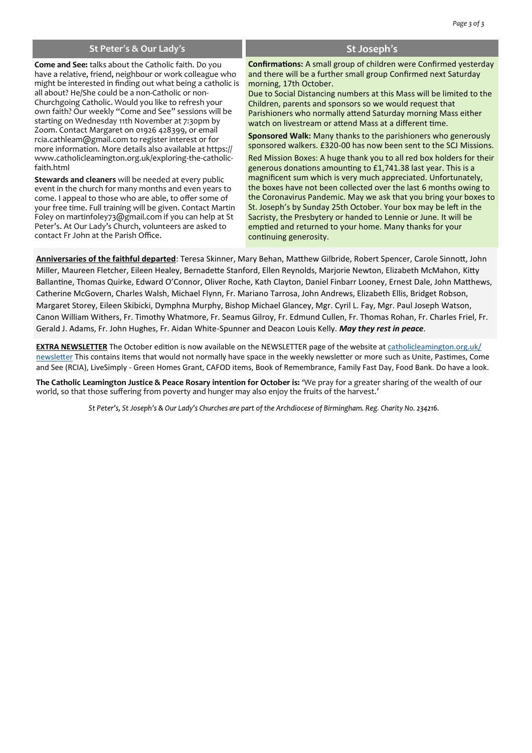## St Peter's & Our Lady's

**Come and See:** talks about the Catholic faith. Do you have a relative, friend, neighbour or work colleague who might be interested in finding out what being a catholic is all about? He/She could be a non-Catholic or non-Churchgoing Catholic. Would you like to refresh your own faith? Our weekly "Come and See" sessions will be starting on Wednesday 11th November at 7:30pm by Zoom. Contact Margaret on 01926 428399, or email rcia.cathleam@gmail.com to register interest or for more information. More details also available at https://www.catholicleamington.org.uk/exploring-the-catholic-faith.html

**Stewards and cleaners** will be needed at every public event in the church for many months and even years to come. I appeal to those who are able, to offer some of your free time. Full training will be given. Contact Martin Foley on martinfoley73@gmail.com if you can help at St Peter's. At Our Lady's Church, volunteers are asked to contact Fr John at the Parish Office.

## St Joseph's

**Confirmations:** A small group of children were Confirmed yesterday and there will be a further small group Confirmed next Saturday morning, 17th October.
Due to Social Distancing numbers at this Mass will be limited to the Children, parents and sponsors so we would request that Parishioners who normally attend Saturday morning Mass either watch on livestream or attend Mass at a different time.

**Sponsored Walk:** Many thanks to the parishioners who generously sponsored walkers. £320-00 has now been sent to the SCJ Missions.

Red Mission Boxes: A huge thank you to all red box holders for their generous donations amounting to £1,741.38 last year. This is a magnificent sum which is very much appreciated. Unfortunately, the boxes have not been collected over the last 6 months owing to the Coronavirus Pandemic. May we ask that you bring your boxes to St. Joseph's by Sunday 25th October. Your box may be left in the Sacristy, the Presbytery or handed to Lennie or June. It will be emptied and returned to your home. Many thanks for your continuing generosity.

**Anniversaries of the faithful departed**: Teresa Skinner, Mary Behan, Matthew Gilbride, Robert Spencer, Carole Sinnott, John Miller, Maureen Fletcher, Eileen Healey, Bernadette Stanford, Ellen Reynolds, Marjorie Newton, Elizabeth McMahon, Kitty Ballantine, Thomas Quirke, Edward O'Connor, Oliver Roche, Kath Clayton, Daniel Finbarr Looney, Ernest Dale, John Matthews, Catherine McGovern, Charles Walsh, Michael Flynn, Fr. Mariano Tarrosa, John Andrews, Elizabeth Ellis, Bridget Robson, Margaret Storey, Eileen Skibicki, Dymphna Murphy, Bishop Michael Glancey, Mgr. Cyril L. Fay, Mgr. Paul Joseph Watson, Canon William Withers, Fr. Timothy Whatmore, Fr. Seamus Gilroy, Fr. Edmund Cullen, Fr. Thomas Rohan, Fr. Charles Friel, Fr. Gerald J. Adams, Fr. John Hughes, Fr. Aidan White-Spunner and Deacon Louis Kelly. ***May they rest in peace.***

**EXTRA NEWSLETTER** The October edition is now available on the NEWSLETTER page of the website at catholicleamington.org.uk/newsletter This contains items that would not normally have space in the weekly newsletter or more such as Unite, Pastimes, Come and See (RCIA), LiveSimply - Green Homes Grant, CAFOD items, Book of Remembrance, Family Fast Day, Food Bank. Do have a look.

**The Catholic Leamington Justice & Peace Rosary intention for October is:** 'We pray for a greater sharing of the wealth of our world, so that those suffering from poverty and hunger may also enjoy the fruits of the harvest.'

*St Peter's, St Joseph's & Our Lady's Churches are part of the Archdiocese of Birmingham. Reg. Charity No. 234216.*